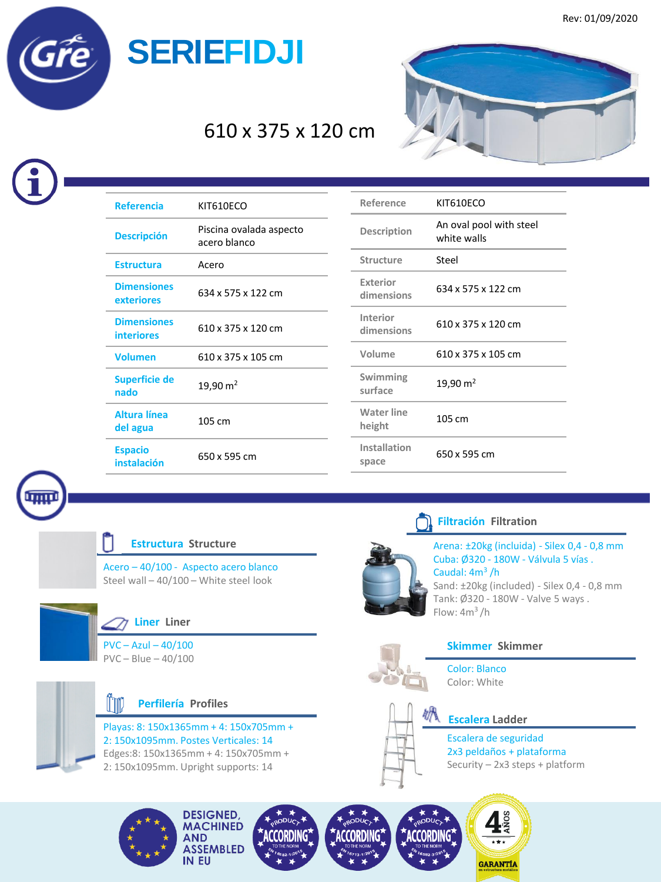Rev: 01/09/2020

# SERIEFIDJI

## 610 x 375 x 120 cm

| Referencia | KIT610ECO |
|---|---|
| Descripción | Piscina ovalada aspecto acero blanco |
| Estructura | Acero |
| Dimensiones exteriores | 634 x 575 x 122 cm |
| Dimensiones interiores | 610 x 375 x 120 cm |
| Volumen | 610 x 375 x 105 cm |
| Superficie de nado | 19,90 $m^2$ |
| Altura línea del agua | 105 cm |
| Espacio instalación | 650 x 595 cm |

| Reference | KIT610ECO |
|---|---|
| Description | An oval pool with steel white walls |
| Structure | Steel |
| Exterior dimensions | 634 x 575 x 122 cm |
| Interior dimensions | 610 x 375 x 120 cm |
| Volume | 610 x 375 x 105 cm |
| Swimming surface | 19,90 $m^2$ |
| Water line height | 105 cm |
| Installation space | 650 x 595 cm |

### Estructura Structure

Acero – 40/100 - Aspecto acero blanco
Steel wall – 40/100 – White steel look

### Liner Liner

PVC – Azul – 40/100
PVC – Blue – 40/100

### Perfilería Profiles

Playas: 8: 150x1365mm + 4: 150x705mm + 2: 150x1095mm. Postes Verticales: 14
Edges:8: 150x1365mm + 4: 150x705mm + 2: 150x1095mm. Upright supports: 14

### Filtración Filtration

Arena: ±20kg (incluida) - Silex 0,4 - 0,8 mm
Cuba: Ø320 - 180W - Válvula 5 vías .
Caudal: 4$m^3$ /h
Sand: ±20kg (included) - Silex 0,4 - 0,8 mm
Tank: Ø320 - 180W - Valve 5 ways .
Flow: 4$m^3$ /h

### Skimmer Skimmer

Color: Blanco
Color: White

### Escalera Ladder

Escalera de seguridad
2x3 peldaños + plataforma
Security – 2x3 steps + platform

DESIGNED, MACHINED AND ASSEMBLED IN EU

PRODUCT ACCORDING TO THE NORM EN 16582-1:2015

PRODUCT ACCORDING TO THE NORM EN 16713-1:2015

PRODUCT ACCORDING TO THE NORM EN 16582-3:2015

4 AÑOS GARANTÍA en estructura metálica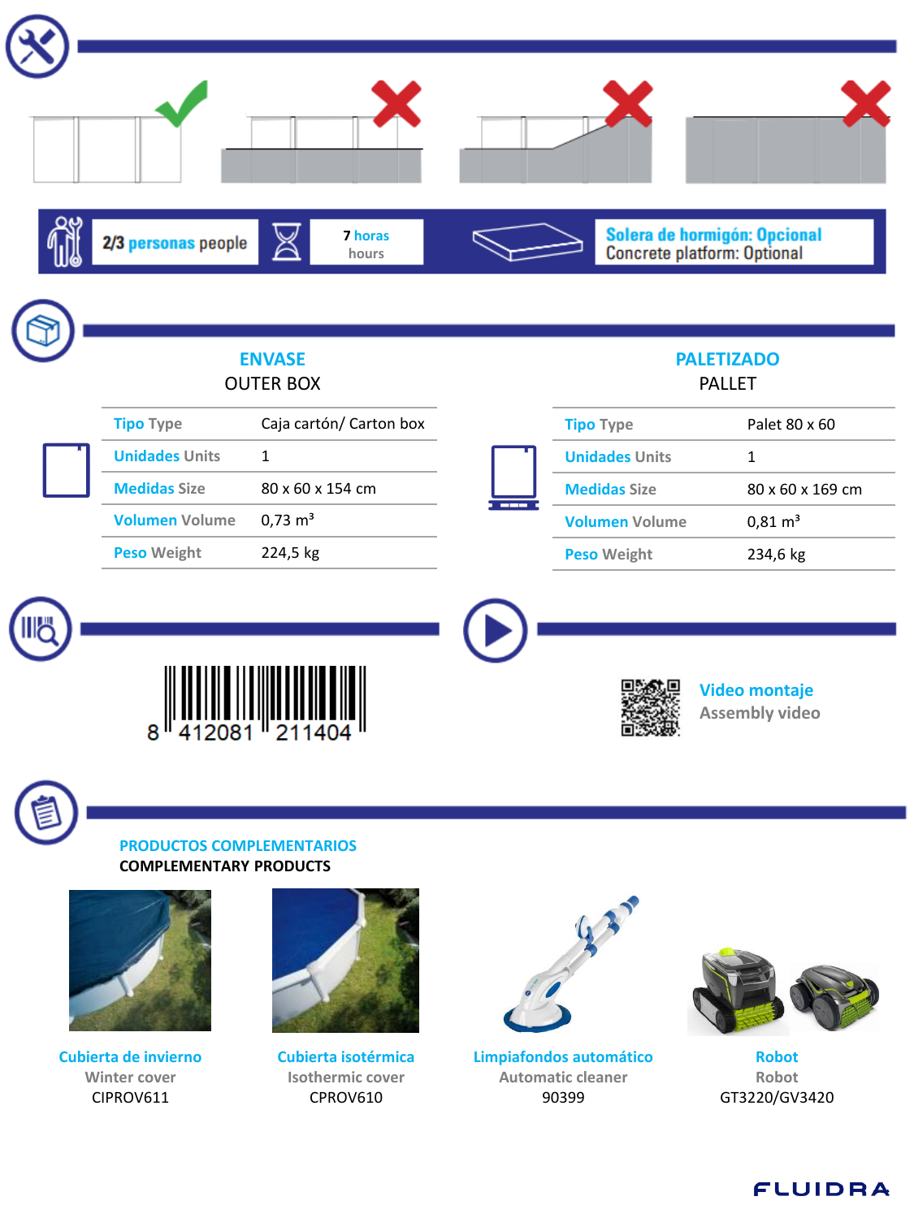2/3 personas people

7 horas hours

Solera de hormigón: Opcional
Concrete platform: Optional

## ENVASE
OUTER BOX

| | |
|---|---|
| Tipo Type | Caja cartón/ Carton box |
| Unidades Units | 1 |
| Medidas Size | 80 x 60 x 154 cm |
| Volumen Volume | 0,73 m³ |
| Peso Weight | 224,5 kg |

## PALETIZADO
PALLET

| | |
|---|---|
| Tipo Type | Palet 80 x 60 |
| Unidades Units | 1 |
| Medidas Size | 80 x 60 x 169 cm |
| Volumen Volume | 0,81 m³ |
| Peso Weight | 234,6 kg |

8 412081 211404

Video montaje
Assembly video

## PRODUCTOS COMPLEMENTARIOS
COMPLEMENTARY PRODUCTS

Cubierta de invierno
Winter cover
CIPROV611

Cubierta isotérmica
Isothermic cover
CPROV610

Limpiafondos automático
Automatic cleaner
90399

Robot
Robot
GT3220/GV3420

FLUIDRA